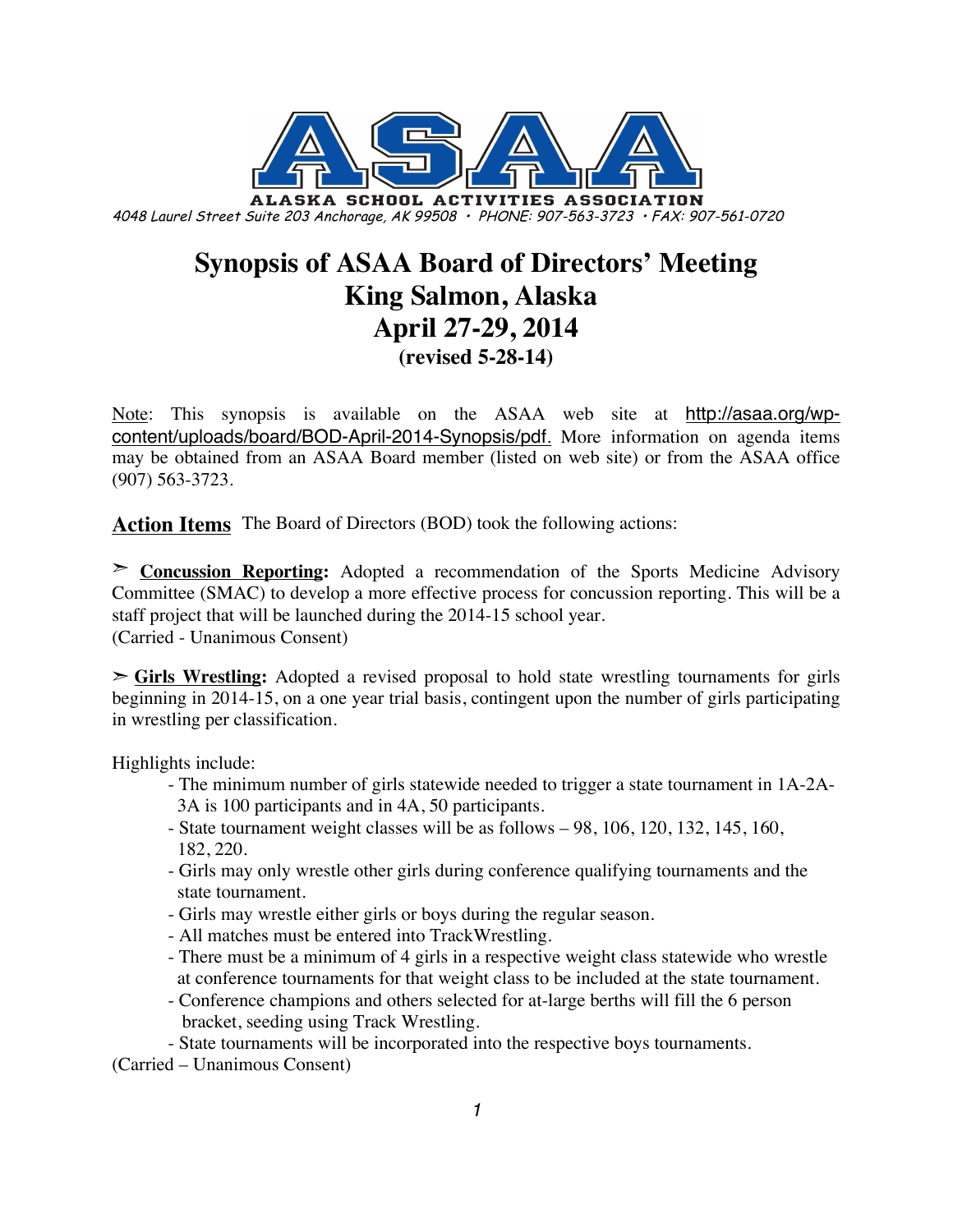**ALASKA SCHOOL ACTIVITIES ASSOCIATION**

*4048 Laurel Street Suite 203 Anchorage, AK 99508 • PHONE: 907-563-3723 • FAX: 907-561-0720*

# Synopsis of ASAA Board of Directors' Meeting
# King Salmon, Alaska
# April 27-29, 2014
### (revised 5-28-14)

Note: This synopsis is available on the ASAA web site at http://asaa.org/wp-content/uploads/board/BOD-April-2014-Synopsis/pdf. More information on agenda items may be obtained from an ASAA Board member (listed on web site) or from the ASAA office (907) 563-3723.

## Action Items

The Board of Directors (BOD) took the following actions:

➢ **Concussion Reporting:** Adopted a recommendation of the Sports Medicine Advisory Committee (SMAC) to develop a more effective process for concussion reporting. This will be a staff project that will be launched during the 2014-15 school year.
(Carried - Unanimous Consent)

➢ **Girls Wrestling:** Adopted a revised proposal to hold state wrestling tournaments for girls beginning in 2014-15, on a one year trial basis, contingent upon the number of girls participating in wrestling per classification.

Highlights include:

- The minimum number of girls statewide needed to trigger a state tournament in 1A-2A-3A is 100 participants and in 4A, 50 participants.
- State tournament weight classes will be as follows – 98, 106, 120, 132, 145, 160, 182, 220.
- Girls may only wrestle other girls during conference qualifying tournaments and the state tournament.
- Girls may wrestle either girls or boys during the regular season.
- All matches must be entered into TrackWrestling.
- There must be a minimum of 4 girls in a respective weight class statewide who wrestle at conference tournaments for that weight class to be included at the state tournament.
- Conference champions and others selected for at-large berths will fill the 6 person bracket, seeding using Track Wrestling.
- State tournaments will be incorporated into the respective boys tournaments.

(Carried – Unanimous Consent)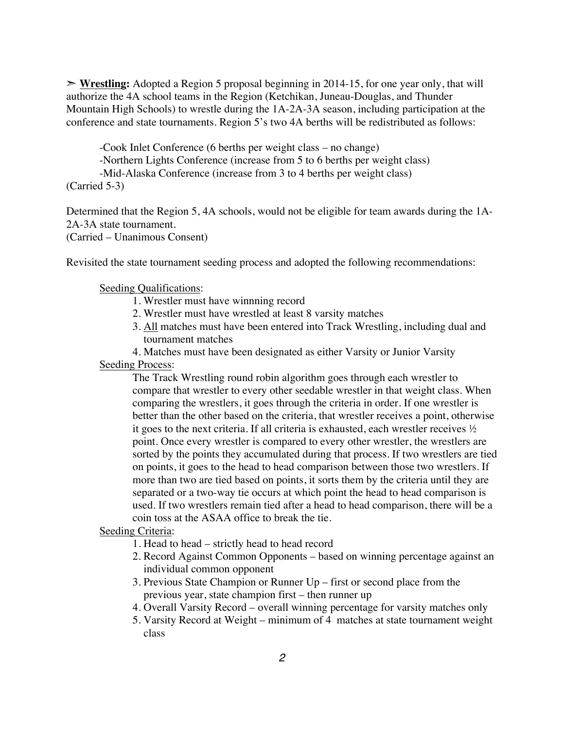➢ **<u>Wrestling:</u>** Adopted a Region 5 proposal beginning in 2014-15, for one year only, that will authorize the 4A school teams in the Region (Ketchikan, Juneau-Douglas, and Thunder Mountain High Schools) to wrestle during the 1A-2A-3A season, including participation at the conference and state tournaments. Region 5's two 4A berths will be redistributed as follows:

-Cook Inlet Conference (6 berths per weight class – no change)
-Northern Lights Conference (increase from 5 to 6 berths per weight class)
-Mid-Alaska Conference (increase from 3 to 4 berths per weight class)
(Carried 5-3)

Determined that the Region 5, 4A schools, would not be eligible for team awards during the 1A-2A-3A state tournament.
(Carried – Unanimous Consent)

Revisited the state tournament seeding process and adopted the following recommendations:

<u>Seeding Qualifications</u>:

1. Wrestler must have winnning record
2. Wrestler must have wrestled at least 8 varsity matches
3. <u>All</u> matches must have been entered into Track Wrestling, including dual and tournament matches
4. Matches must have been designated as either Varsity or Junior Varsity

<u>Seeding Process</u>:

The Track Wrestling round robin algorithm goes through each wrestler to compare that wrestler to every other seedable wrestler in that weight class. When comparing the wrestlers, it goes through the criteria in order. If one wrestler is better than the other based on the criteria, that wrestler receives a point, otherwise it goes to the next criteria. If all criteria is exhausted, each wrestler receives ½ point. Once every wrestler is compared to every other wrestler, the wrestlers are sorted by the points they accumulated during that process. If two wrestlers are tied on points, it goes to the head to head comparison between those two wrestlers. If more than two are tied based on points, it sorts them by the criteria until they are separated or a two-way tie occurs at which point the head to head comparison is used. If two wrestlers remain tied after a head to head comparison, there will be a coin toss at the ASAA office to break the tie.

<u>Seeding Criteria</u>:

1. Head to head – strictly head to head record
2. Record Against Common Opponents – based on winning percentage against an individual common opponent
3. Previous State Champion or Runner Up – first or second place from the previous year, state champion first – then runner up
4. Overall Varsity Record – overall winning percentage for varsity matches only
5. Varsity Record at Weight – minimum of 4 matches at state tournament weight class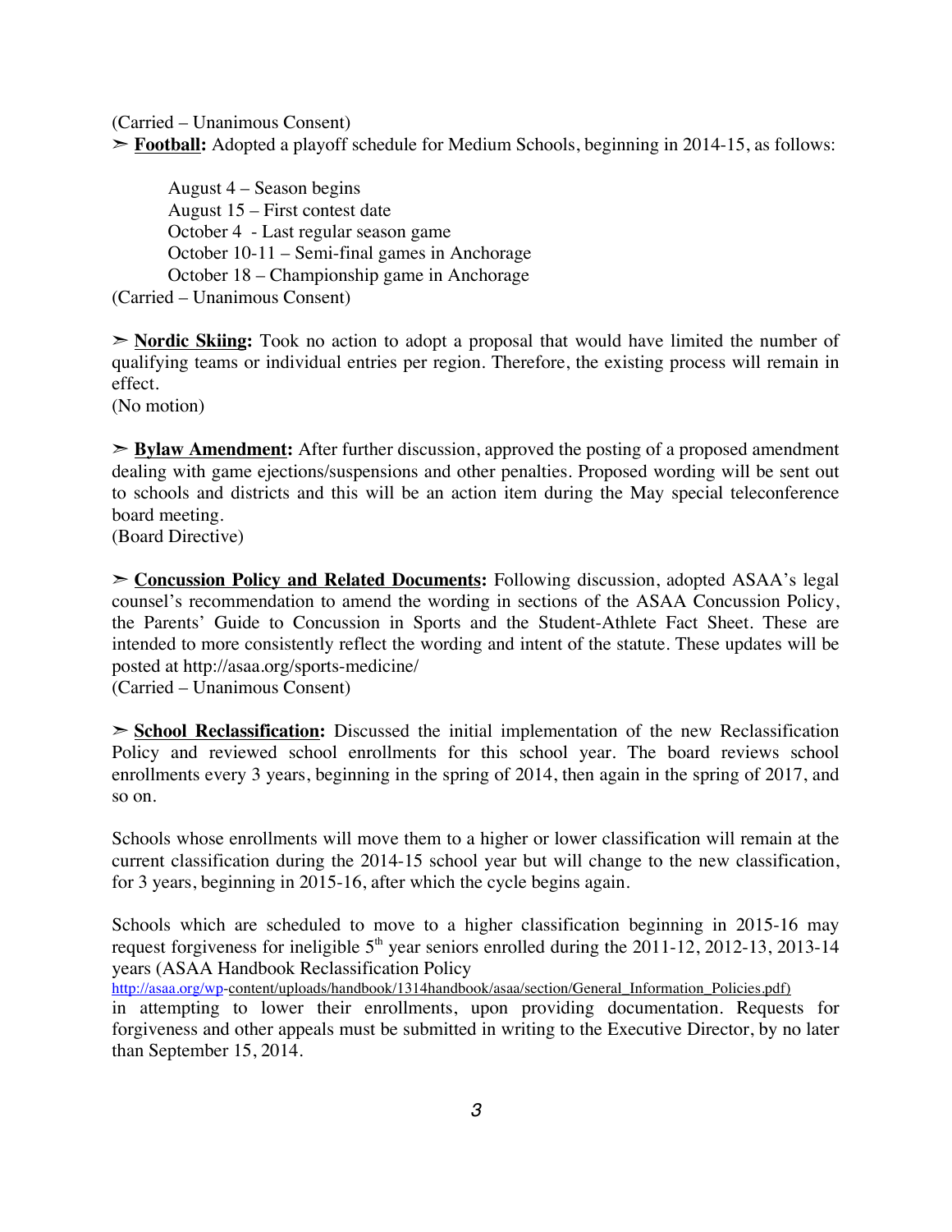(Carried – Unanimous Consent)

➢ **Football:** Adopted a playoff schedule for Medium Schools, beginning in 2014-15, as follows:

August 4 – Season begins
August 15 – First contest date
October 4 - Last regular season game
October 10-11 – Semi-final games in Anchorage
October 18 – Championship game in Anchorage

(Carried – Unanimous Consent)

➢ **Nordic Skiing:** Took no action to adopt a proposal that would have limited the number of qualifying teams or individual entries per region. Therefore, the existing process will remain in effect.
(No motion)

➢ **Bylaw Amendment:** After further discussion, approved the posting of a proposed amendment dealing with game ejections/suspensions and other penalties. Proposed wording will be sent out to schools and districts and this will be an action item during the May special teleconference board meeting.
(Board Directive)

➢ **Concussion Policy and Related Documents:** Following discussion, adopted ASAA's legal counsel's recommendation to amend the wording in sections of the ASAA Concussion Policy, the Parents' Guide to Concussion in Sports and the Student-Athlete Fact Sheet. These are intended to more consistently reflect the wording and intent of the statute. These updates will be posted at http://asaa.org/sports-medicine/
(Carried – Unanimous Consent)

➢ **School Reclassification:** Discussed the initial implementation of the new Reclassification Policy and reviewed school enrollments for this school year. The board reviews school enrollments every 3 years, beginning in the spring of 2014, then again in the spring of 2017, and so on.

Schools whose enrollments will move them to a higher or lower classification will remain at the current classification during the 2014-15 school year but will change to the new classification, for 3 years, beginning in 2015-16, after which the cycle begins again.

Schools which are scheduled to move to a higher classification beginning in 2015-16 may request forgiveness for ineligible 5th year seniors enrolled during the 2011-12, 2012-13, 2013-14 years (ASAA Handbook Reclassification Policy http://asaa.org/wp-content/uploads/handbook/1314handbook/asaa/section/General_Information_Policies.pdf) in attempting to lower their enrollments, upon providing documentation. Requests for forgiveness and other appeals must be submitted in writing to the Executive Director, by no later than September 15, 2014.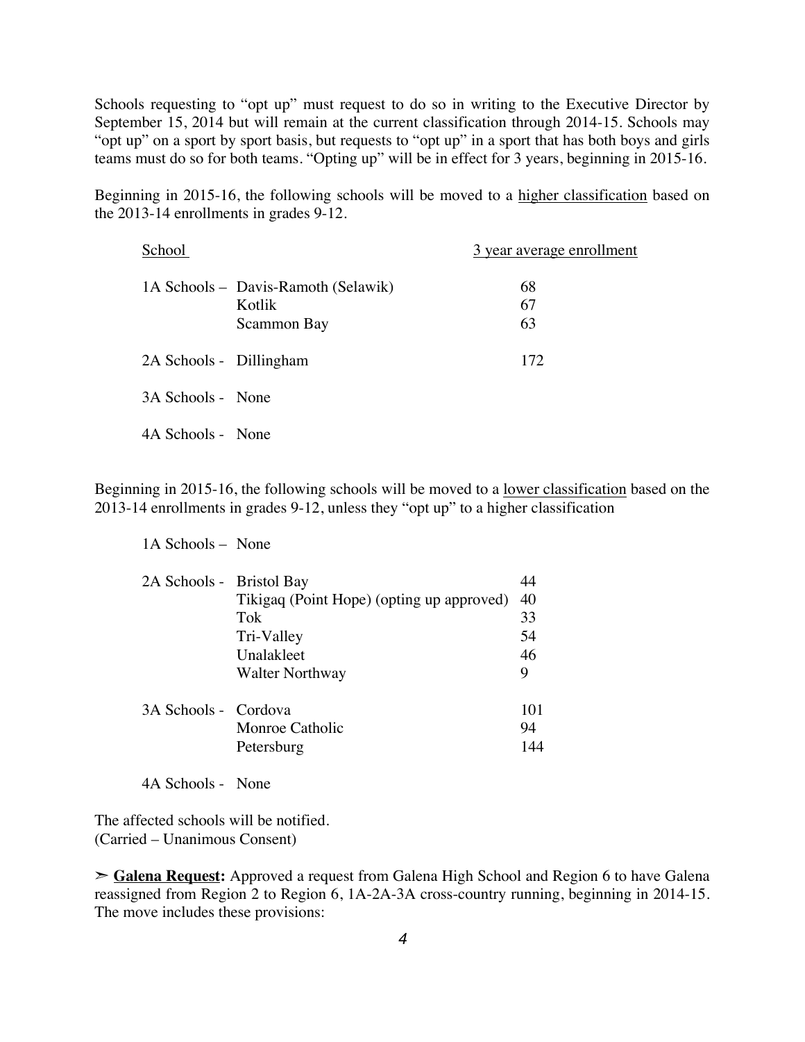Schools requesting to "opt up" must request to do so in writing to the Executive Director by September 15, 2014 but will remain at the current classification through 2014-15. Schools may "opt up" on a sport by sport basis, but requests to "opt up" in a sport that has both boys and girls teams must do so for both teams. "Opting up" will be in effect for 3 years, beginning in 2015-16.

Beginning in 2015-16, the following schools will be moved to a higher classification based on the 2013-14 enrollments in grades 9-12.

| School | | 3 year average enrollment |
|---|---|---|
| 1A Schools – | Davis-Ramoth (Selawik) | 68 |
| | Kotlik | 67 |
| | Scammon Bay | 63 |
| 2A Schools - | Dillingham | 172 |
| 3A Schools - | None | |
| 4A Schools - | None | |

Beginning in 2015-16, the following schools will be moved to a lower classification based on the 2013-14 enrollments in grades 9-12, unless they "opt up" to a higher classification

| | | |
|---|---|---|
| 1A Schools – | None | |
| 2A Schools - | Bristol Bay | 44 |
| | Tikigaq (Point Hope) (opting up approved) | 40 |
| | Tok | 33 |
| | Tri-Valley | 54 |
| | Unalakleet | 46 |
| | Walter Northway | 9 |
| 3A Schools - | Cordova | 101 |
| | Monroe Catholic | 94 |
| | Petersburg | 144 |
| 4A Schools - | None | |

The affected schools will be notified.
(Carried – Unanimous Consent)

➢ **Galena Request:** Approved a request from Galena High School and Region 6 to have Galena reassigned from Region 2 to Region 6, 1A-2A-3A cross-country running, beginning in 2014-15. The move includes these provisions: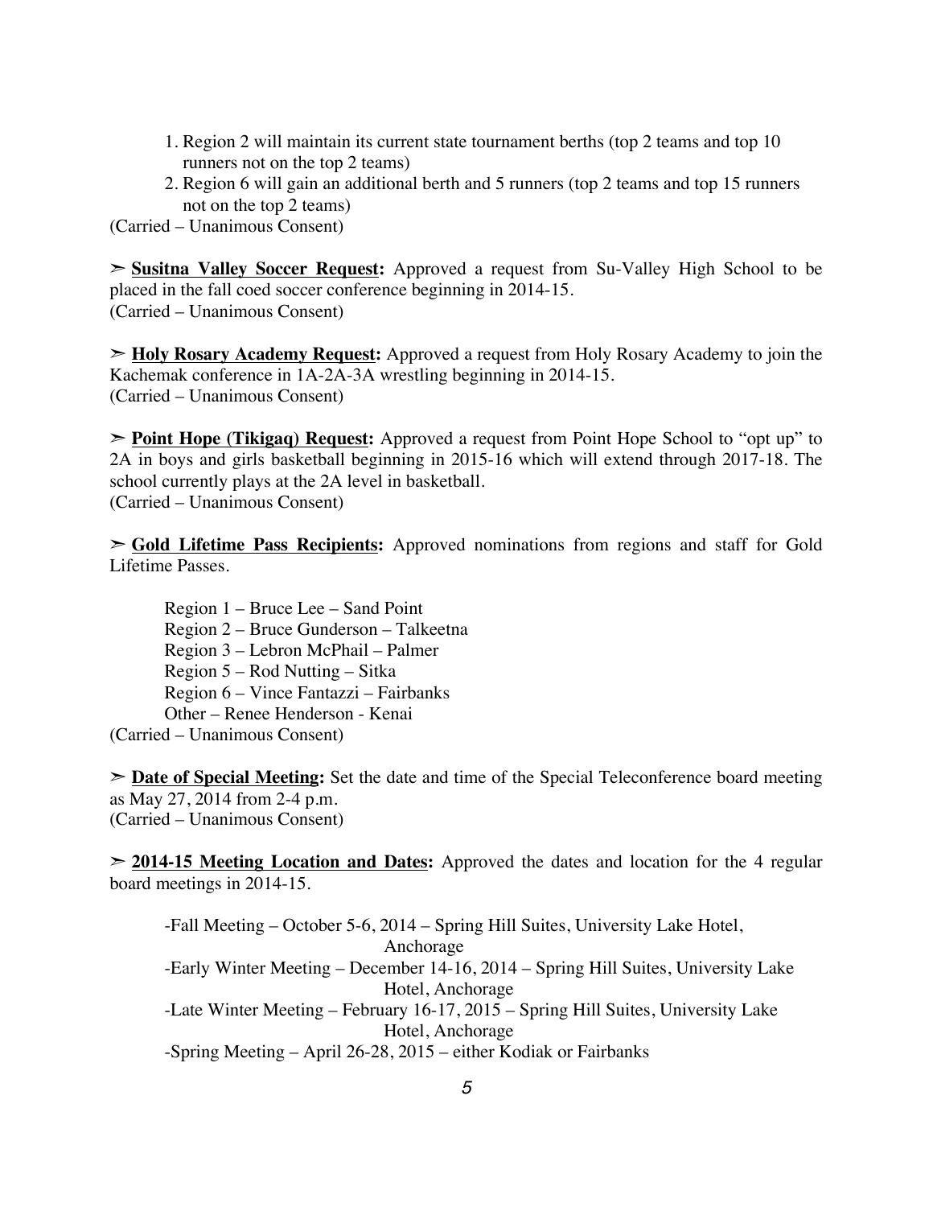1. Region 2 will maintain its current state tournament berths (top 2 teams and top 10 runners not on the top 2 teams)
2. Region 6 will gain an additional berth and 5 runners (top 2 teams and top 15 runners not on the top 2 teams)

(Carried – Unanimous Consent)

➢ <u>**Susitna Valley Soccer Request:**</u> Approved a request from Su-Valley High School to be placed in the fall coed soccer conference beginning in 2014-15.
(Carried – Unanimous Consent)

➢ <u>**Holy Rosary Academy Request:**</u> Approved a request from Holy Rosary Academy to join the Kachemak conference in 1A-2A-3A wrestling beginning in 2014-15.
(Carried – Unanimous Consent)

➢ <u>**Point Hope (Tikigaq) Request:**</u> Approved a request from Point Hope School to "opt up" to 2A in boys and girls basketball beginning in 2015-16 which will extend through 2017-18. The school currently plays at the 2A level in basketball.
(Carried – Unanimous Consent)

➢ <u>**Gold Lifetime Pass Recipients:**</u> Approved nominations from regions and staff for Gold Lifetime Passes.

Region 1 – Bruce Lee – Sand Point
Region 2 – Bruce Gunderson – Talkeetna
Region 3 – Lebron McPhail – Palmer
Region 5 – Rod Nutting – Sitka
Region 6 – Vince Fantazzi – Fairbanks
Other – Renee Henderson - Kenai

(Carried – Unanimous Consent)

➢ <u>**Date of Special Meeting:**</u> Set the date and time of the Special Teleconference board meeting as May 27, 2014 from 2-4 p.m.
(Carried – Unanimous Consent)

➢ <u>**2014-15 Meeting Location and Dates:**</u> Approved the dates and location for the 4 regular board meetings in 2014-15.

-Fall Meeting – October 5-6, 2014 – Spring Hill Suites, University Lake Hotel, Anchorage
-Early Winter Meeting – December 14-16, 2014 – Spring Hill Suites, University Lake Hotel, Anchorage
-Late Winter Meeting – February 16-17, 2015 – Spring Hill Suites, University Lake Hotel, Anchorage
-Spring Meeting – April 26-28, 2015 – either Kodiak or Fairbanks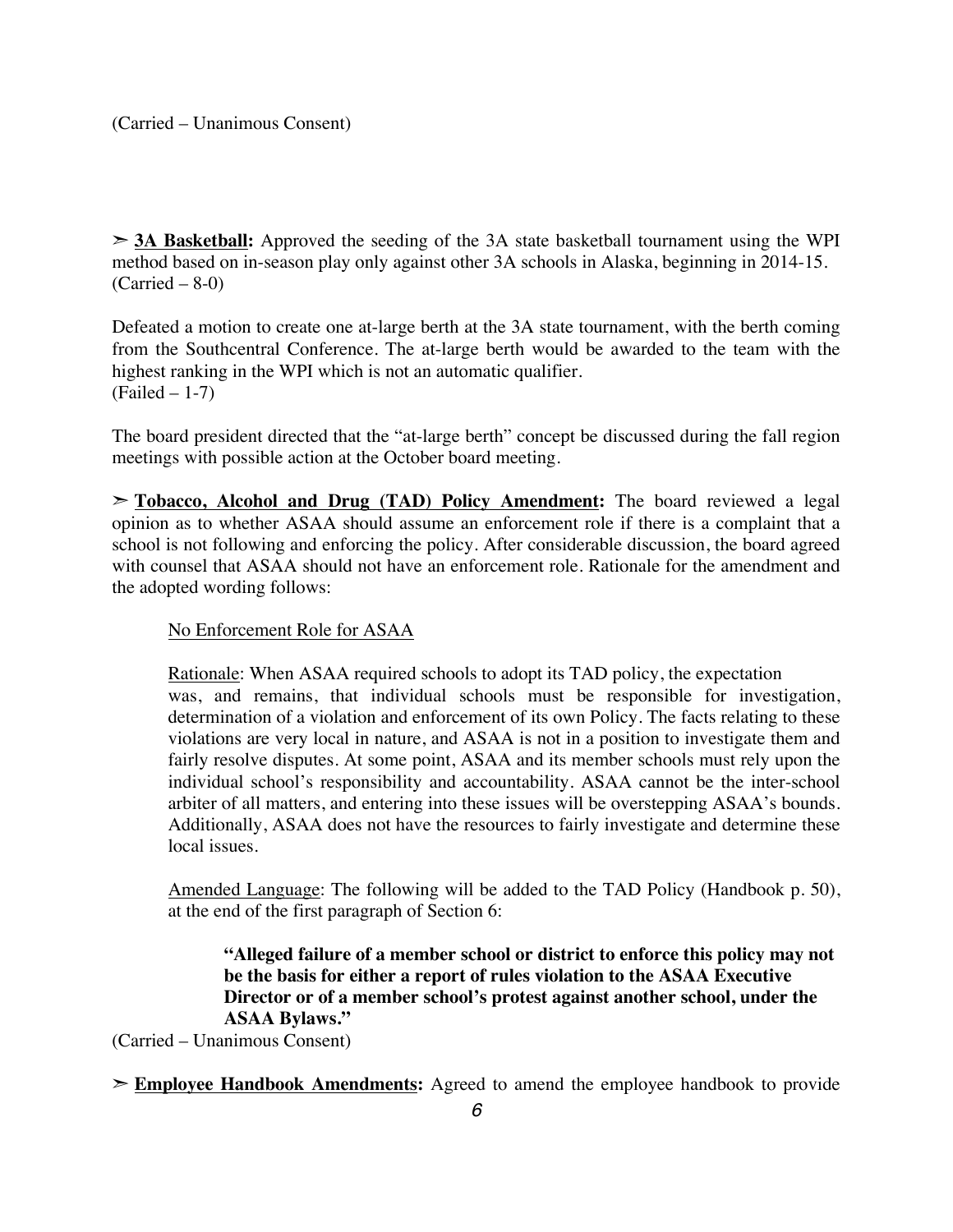(Carried – Unanimous Consent)

➢ **3A Basketball:** Approved the seeding of the 3A state basketball tournament using the WPI method based on in-season play only against other 3A schools in Alaska, beginning in 2014-15. (Carried – 8-0)

Defeated a motion to create one at-large berth at the 3A state tournament, with the berth coming from the Southcentral Conference. The at-large berth would be awarded to the team with the highest ranking in the WPI which is not an automatic qualifier.
(Failed – 1-7)

The board president directed that the "at-large berth" concept be discussed during the fall region meetings with possible action at the October board meeting.

➢ **Tobacco, Alcohol and Drug (TAD) Policy Amendment:** The board reviewed a legal opinion as to whether ASAA should assume an enforcement role if there is a complaint that a school is not following and enforcing the policy. After considerable discussion, the board agreed with counsel that ASAA should not have an enforcement role. Rationale for the amendment and the adopted wording follows:

> No Enforcement Role for ASAA
>
> Rationale: When ASAA required schools to adopt its TAD policy, the expectation was, and remains, that individual schools must be responsible for investigation, determination of a violation and enforcement of its own Policy. The facts relating to these violations are very local in nature, and ASAA is not in a position to investigate them and fairly resolve disputes. At some point, ASAA and its member schools must rely upon the individual school's responsibility and accountability. ASAA cannot be the inter-school arbiter of all matters, and entering into these issues will be overstepping ASAA's bounds. Additionally, ASAA does not have the resources to fairly investigate and determine these local issues.
>
> Amended Language: The following will be added to the TAD Policy (Handbook p. 50), at the end of the first paragraph of Section 6:
>
> > **"Alleged failure of a member school or district to enforce this policy may not be the basis for either a report of rules violation to the ASAA Executive Director or of a member school's protest against another school, under the ASAA Bylaws."**

(Carried – Unanimous Consent)

➢ **Employee Handbook Amendments:** Agreed to amend the employee handbook to provide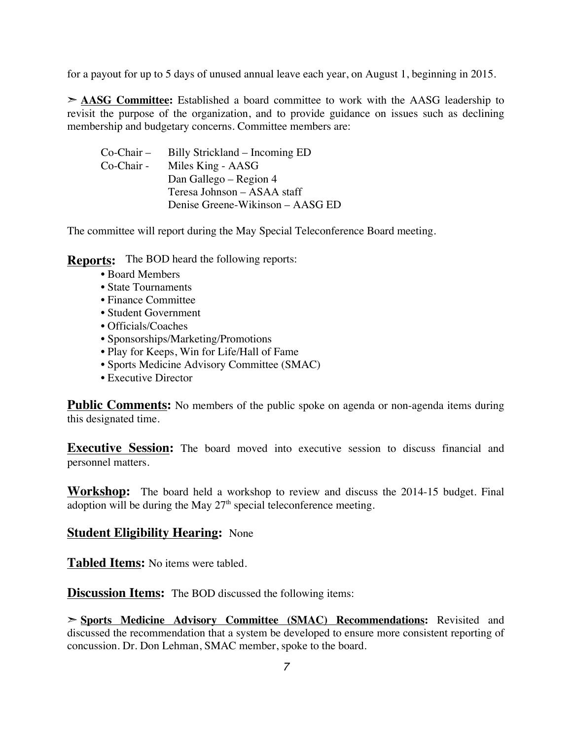for a payout for up to 5 days of unused annual leave each year, on August 1, beginning in 2015.

➢ **AASG Committee:** Established a board committee to work with the AASG leadership to revisit the purpose of the organization, and to provide guidance on issues such as declining membership and budgetary concerns. Committee members are:

| | |
|---|---|
| Co-Chair – | Billy Strickland – Incoming ED |
| Co-Chair - | Miles King - AASG |
| | Dan Gallego – Region 4 |
| | Teresa Johnson – ASAA staff |
| | Denise Greene-Wikinson – AASG ED |

The committee will report during the May Special Teleconference Board meeting.

**Reports:** The BOD heard the following reports:

- Board Members
- State Tournaments
- Finance Committee
- Student Government
- Officials/Coaches
- Sponsorships/Marketing/Promotions
- Play for Keeps, Win for Life/Hall of Fame
- Sports Medicine Advisory Committee (SMAC)
- Executive Director

**Public Comments:** No members of the public spoke on agenda or non-agenda items during this designated time.

**Executive Session:** The board moved into executive session to discuss financial and personnel matters.

**Workshop:** The board held a workshop to review and discuss the 2014-15 budget. Final adoption will be during the May 27th special teleconference meeting.

**Student Eligibility Hearing:** None

**Tabled Items:** No items were tabled.

**Discussion Items:** The BOD discussed the following items:

➢ **Sports Medicine Advisory Committee (SMAC) Recommendations:** Revisited and discussed the recommendation that a system be developed to ensure more consistent reporting of concussion. Dr. Don Lehman, SMAC member, spoke to the board.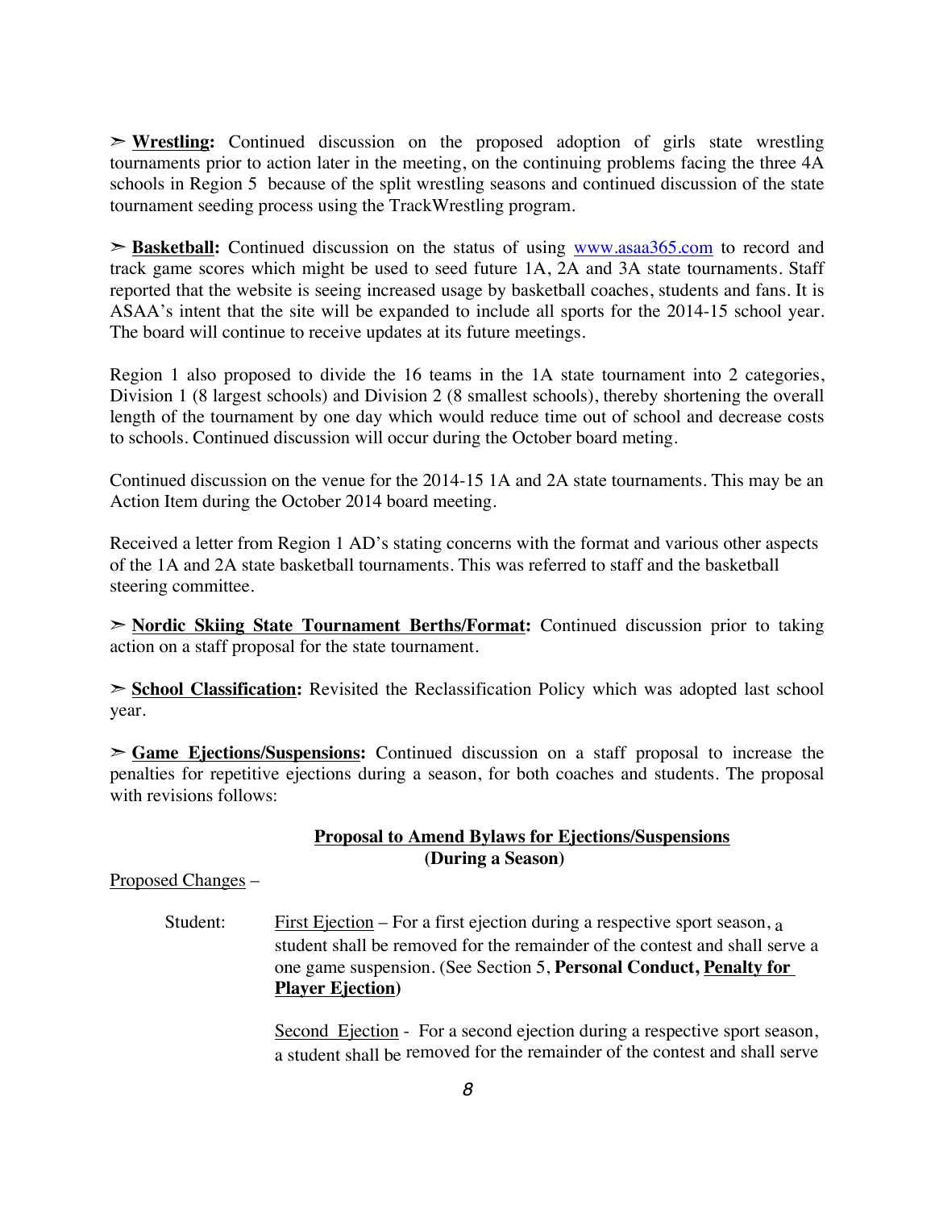➢ **Wrestling:** Continued discussion on the proposed adoption of girls state wrestling tournaments prior to action later in the meeting, on the continuing problems facing the three 4A schools in Region 5 because of the split wrestling seasons and continued discussion of the state tournament seeding process using the TrackWrestling program.

➢ **Basketball:** Continued discussion on the status of using www.asaa365.com to record and track game scores which might be used to seed future 1A, 2A and 3A state tournaments. Staff reported that the website is seeing increased usage by basketball coaches, students and fans. It is ASAA's intent that the site will be expanded to include all sports for the 2014-15 school year. The board will continue to receive updates at its future meetings.

Region 1 also proposed to divide the 16 teams in the 1A state tournament into 2 categories, Division 1 (8 largest schools) and Division 2 (8 smallest schools), thereby shortening the overall length of the tournament by one day which would reduce time out of school and decrease costs to schools. Continued discussion will occur during the October board meting.

Continued discussion on the venue for the 2014-15 1A and 2A state tournaments. This may be an Action Item during the October 2014 board meeting.

Received a letter from Region 1 AD's stating concerns with the format and various other aspects of the 1A and 2A state basketball tournaments. This was referred to staff and the basketball steering committee.

➢ **Nordic Skiing State Tournament Berths/Format:** Continued discussion prior to taking action on a staff proposal for the state tournament.

➢ **School Classification:** Revisited the Reclassification Policy which was adopted last school year.

➢ **Game Ejections/Suspensions:** Continued discussion on a staff proposal to increase the penalties for repetitive ejections during a season, for both coaches and students. The proposal with revisions follows:

**Proposal to Amend Bylaws for Ejections/Suspensions**
**(During a Season)**

Proposed Changes –

Student: First Ejection – For a first ejection during a respective sport season, a student shall be removed for the remainder of the contest and shall serve a one game suspension. (See Section 5, **Personal Conduct, Penalty for Player Ejection**)

Second Ejection - For a second ejection during a respective sport season, a student shall be removed for the remainder of the contest and shall serve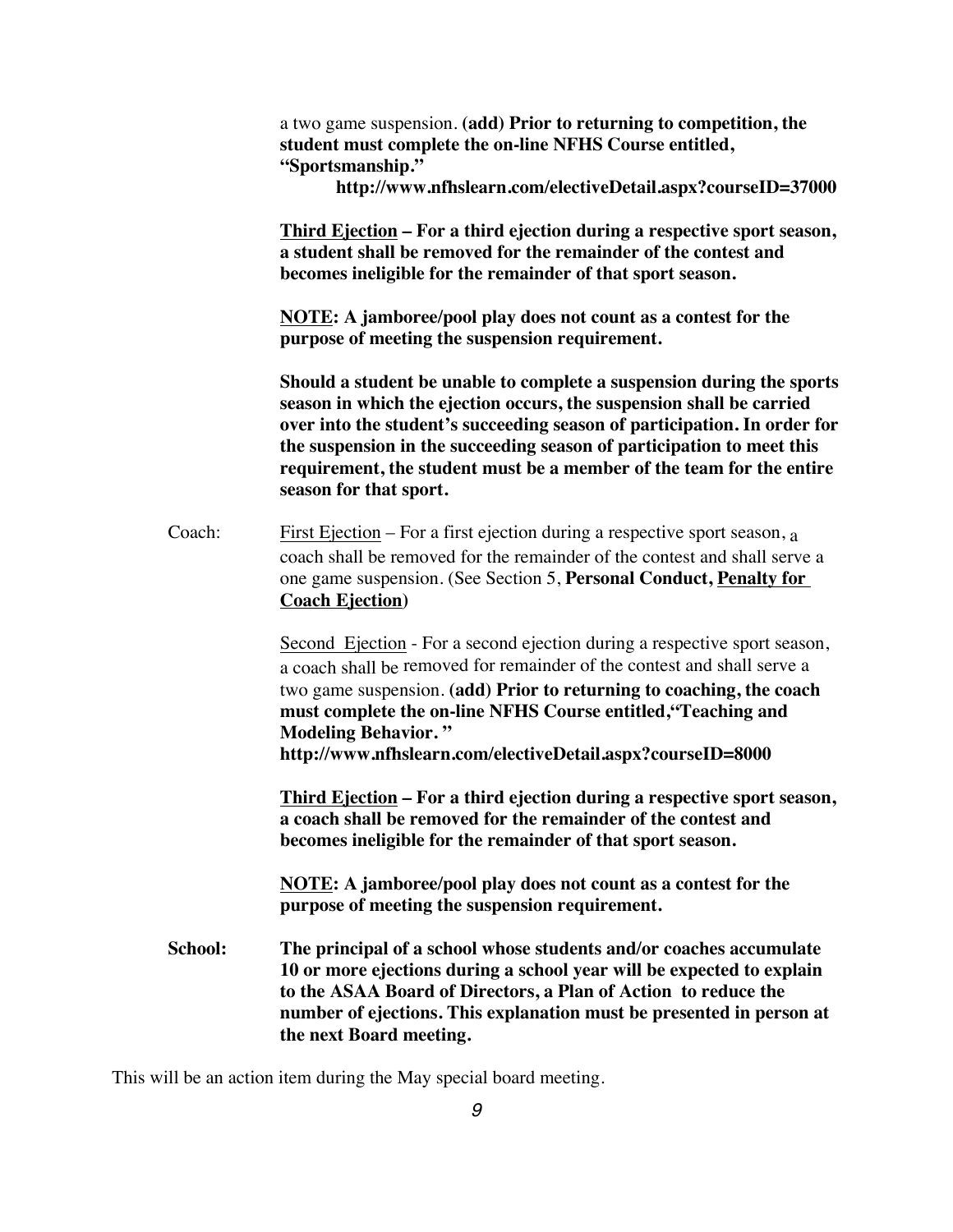a two game suspension. **(add) Prior to returning to competition, the student must complete the on-line NFHS Course entitled, "Sportsmanship."**

**http://www.nfhslearn.com/electiveDetail.aspx?courseID=37000**

**<u>Third Ejection</u> – For a third ejection during a respective sport season, a student shall be removed for the remainder of the contest and becomes ineligible for the remainder of that sport season.**

**<u>NOTE</u>: A jamboree/pool play does not count as a contest for the purpose of meeting the suspension requirement.**

**Should a student be unable to complete a suspension during the sports season in which the ejection occurs, the suspension shall be carried over into the student's succeeding season of participation. In order for the suspension in the succeeding season of participation to meet this requirement, the student must be a member of the team for the entire season for that sport.**

Coach: <u>First Ejection</u> – For a first ejection during a respective sport season, a coach shall be removed for the remainder of the contest and shall serve a one game suspension. (See Section 5, **Personal Conduct, <u>Penalty for Coach Ejection</u>**)

<u>Second Ejection</u> - For a second ejection during a respective sport season, a coach shall be removed for remainder of the contest and shall serve a two game suspension. **(add) Prior to returning to coaching, the coach must complete the on-line NFHS Course entitled,"Teaching and Modeling Behavior. "**
**http://www.nfhslearn.com/electiveDetail.aspx?courseID=8000**

**<u>Third Ejection</u> – For a third ejection during a respective sport season, a coach shall be removed for the remainder of the contest and becomes ineligible for the remainder of that sport season.**

**<u>NOTE</u>: A jamboree/pool play does not count as a contest for the purpose of meeting the suspension requirement.**

**School: The principal of a school whose students and/or coaches accumulate 10 or more ejections during a school year will be expected to explain to the ASAA Board of Directors, a Plan of Action to reduce the number of ejections. This explanation must be presented in person at the next Board meeting.**

This will be an action item during the May special board meeting.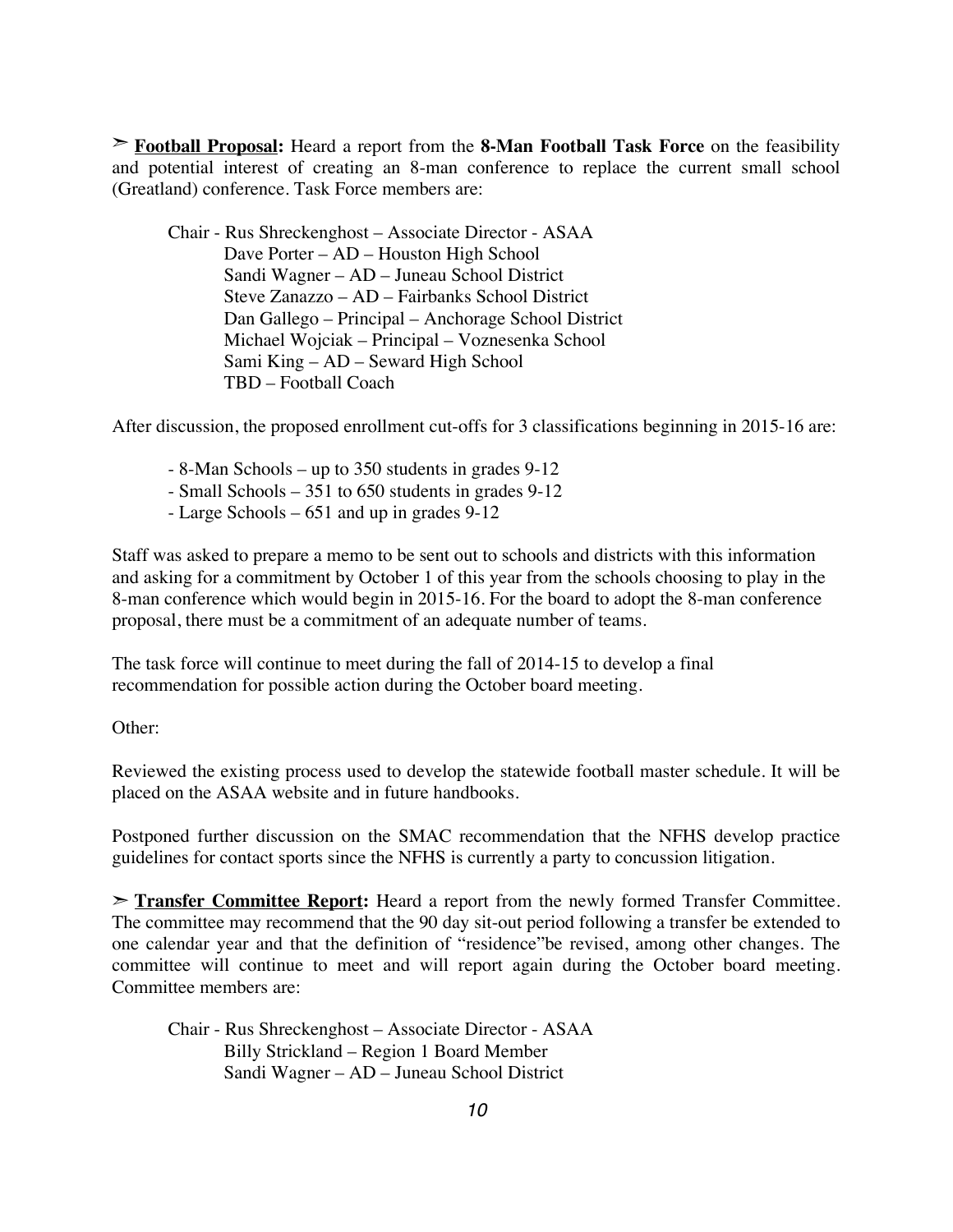➢ **Football Proposal:** Heard a report from the **8-Man Football Task Force** on the feasibility and potential interest of creating an 8-man conference to replace the current small school (Greatland) conference. Task Force members are:

Chair - Rus Shreckenghost – Associate Director - ASAA
Dave Porter – AD – Houston High School
Sandi Wagner – AD – Juneau School District
Steve Zanazzo – AD – Fairbanks School District
Dan Gallego – Principal – Anchorage School District
Michael Wojciak – Principal – Voznesenka School
Sami King – AD – Seward High School
TBD – Football Coach

After discussion, the proposed enrollment cut-offs for 3 classifications beginning in 2015-16 are:

- 8-Man Schools – up to 350 students in grades 9-12
- Small Schools – 351 to 650 students in grades 9-12
- Large Schools – 651 and up in grades 9-12

Staff was asked to prepare a memo to be sent out to schools and districts with this information and asking for a commitment by October 1 of this year from the schools choosing to play in the 8-man conference which would begin in 2015-16. For the board to adopt the 8-man conference proposal, there must be a commitment of an adequate number of teams.

The task force will continue to meet during the fall of 2014-15 to develop a final recommendation for possible action during the October board meeting.

Other:

Reviewed the existing process used to develop the statewide football master schedule. It will be placed on the ASAA website and in future handbooks.

Postponed further discussion on the SMAC recommendation that the NFHS develop practice guidelines for contact sports since the NFHS is currently a party to concussion litigation.

➢ **Transfer Committee Report:** Heard a report from the newly formed Transfer Committee. The committee may recommend that the 90 day sit-out period following a transfer be extended to one calendar year and that the definition of "residence"be revised, among other changes. The committee will continue to meet and will report again during the October board meeting. Committee members are:

Chair - Rus Shreckenghost – Associate Director - ASAA
Billy Strickland – Region 1 Board Member
Sandi Wagner – AD – Juneau School District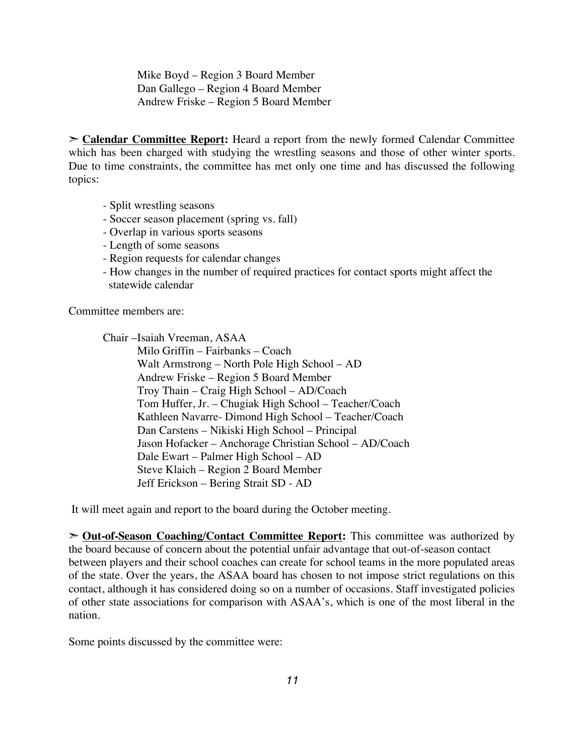Mike Boyd – Region 3 Board Member
Dan Gallego – Region 4 Board Member
Andrew Friske – Region 5 Board Member

➢ **Calendar Committee Report:** Heard a report from the newly formed Calendar Committee which has been charged with studying the wrestling seasons and those of other winter sports. Due to time constraints, the committee has met only one time and has discussed the following topics:

- Split wrestling seasons
- Soccer season placement (spring vs. fall)
- Overlap in various sports seasons
- Length of some seasons
- Region requests for calendar changes
- How changes in the number of required practices for contact sports might affect the statewide calendar

Committee members are:

Chair –Isaiah Vreeman, ASAA
Milo Griffin – Fairbanks – Coach
Walt Armstrong – North Pole High School – AD
Andrew Friske – Region 5 Board Member
Troy Thain – Craig High School – AD/Coach
Tom Huffer, Jr. – Chugiak High School – Teacher/Coach
Kathleen Navarre- Dimond High School – Teacher/Coach
Dan Carstens – Nikiski High School – Principal
Jason Hofacker – Anchorage Christian School – AD/Coach
Dale Ewart – Palmer High School – AD
Steve Klaich – Region 2 Board Member
Jeff Erickson – Bering Strait SD - AD

It will meet again and report to the board during the October meeting.

➢ **Out-of-Season Coaching/Contact Committee Report:** This committee was authorized by the board because of concern about the potential unfair advantage that out-of-season contact between players and their school coaches can create for school teams in the more populated areas of the state. Over the years, the ASAA board has chosen to not impose strict regulations on this contact, although it has considered doing so on a number of occasions. Staff investigated policies of other state associations for comparison with ASAA's, which is one of the most liberal in the nation.

Some points discussed by the committee were: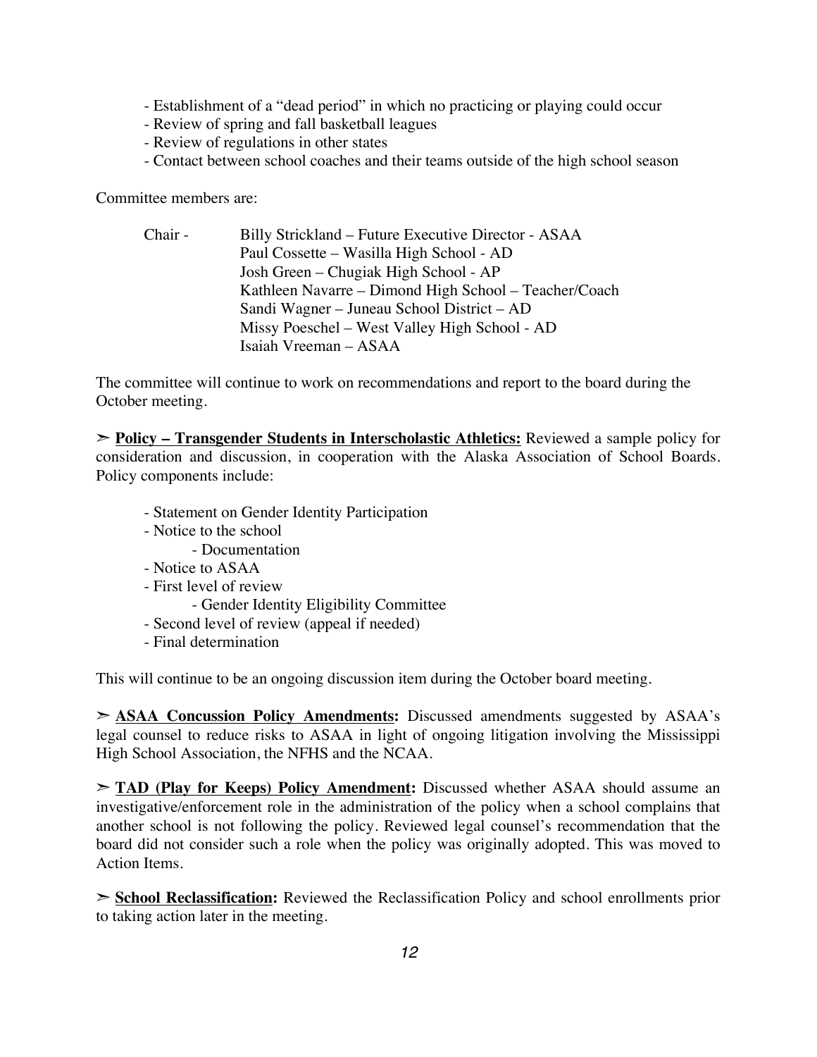- Establishment of a "dead period" in which no practicing or playing could occur
- Review of spring and fall basketball leagues
- Review of regulations in other states
- Contact between school coaches and their teams outside of the high school season

Committee members are:

Chair - Billy Strickland – Future Executive Director - ASAA
Paul Cossette – Wasilla High School - AD
Josh Green – Chugiak High School - AP
Kathleen Navarre – Dimond High School – Teacher/Coach
Sandi Wagner – Juneau School District – AD
Missy Poeschel – West Valley High School - AD
Isaiah Vreeman – ASAA

The committee will continue to work on recommendations and report to the board during the October meeting.

➢ **Policy – Transgender Students in Interscholastic Athletics:** Reviewed a sample policy for consideration and discussion, in cooperation with the Alaska Association of School Boards. Policy components include:

- Statement on Gender Identity Participation
- Notice to the school
    - Documentation
- Notice to ASAA
- First level of review
    - Gender Identity Eligibility Committee
- Second level of review (appeal if needed)
- Final determination

This will continue to be an ongoing discussion item during the October board meeting.

➢ **ASAA Concussion Policy Amendments:** Discussed amendments suggested by ASAA's legal counsel to reduce risks to ASAA in light of ongoing litigation involving the Mississippi High School Association, the NFHS and the NCAA.

➢ **TAD (Play for Keeps) Policy Amendment:** Discussed whether ASAA should assume an investigative/enforcement role in the administration of the policy when a school complains that another school is not following the policy. Reviewed legal counsel's recommendation that the board did not consider such a role when the policy was originally adopted. This was moved to Action Items.

➢ **School Reclassification:** Reviewed the Reclassification Policy and school enrollments prior to taking action later in the meeting.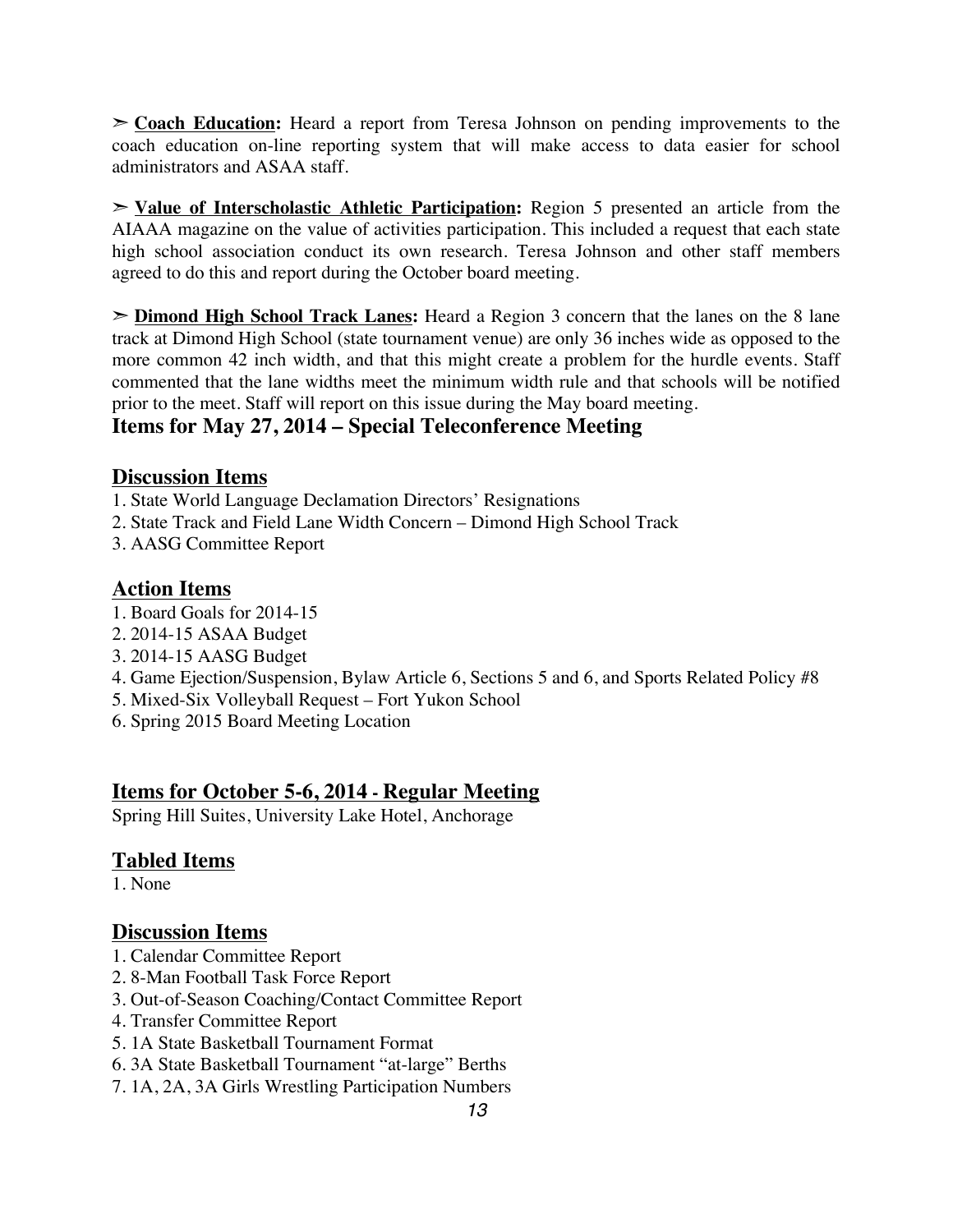➢ **Coach Education:** Heard a report from Teresa Johnson on pending improvements to the coach education on-line reporting system that will make access to data easier for school administrators and ASAA staff.

➢ **Value of Interscholastic Athletic Participation:** Region 5 presented an article from the AIAAA magazine on the value of activities participation. This included a request that each state high school association conduct its own research. Teresa Johnson and other staff members agreed to do this and report during the October board meeting.

➢ **Dimond High School Track Lanes:** Heard a Region 3 concern that the lanes on the 8 lane track at Dimond High School (state tournament venue) are only 36 inches wide as opposed to the more common 42 inch width, and that this might create a problem for the hurdle events. Staff commented that the lane widths meet the minimum width rule and that schools will be notified prior to the meet. Staff will report on this issue during the May board meeting.

## Items for May 27, 2014 – Special Teleconference Meeting

### Discussion Items

1. State World Language Declamation Directors' Resignations
2. State Track and Field Lane Width Concern – Dimond High School Track
3. AASG Committee Report

### Action Items

1. Board Goals for 2014-15
2. 2014-15 ASAA Budget
3. 2014-15 AASG Budget
4. Game Ejection/Suspension, Bylaw Article 6, Sections 5 and 6, and Sports Related Policy #8
5. Mixed-Six Volleyball Request – Fort Yukon School
6. Spring 2015 Board Meeting Location

## Items for October 5-6, 2014 - Regular Meeting

Spring Hill Suites, University Lake Hotel, Anchorage

### Tabled Items

1. None

### Discussion Items

1. Calendar Committee Report
2. 8-Man Football Task Force Report
3. Out-of-Season Coaching/Contact Committee Report
4. Transfer Committee Report
5. 1A State Basketball Tournament Format
6. 3A State Basketball Tournament "at-large" Berths
7. 1A, 2A, 3A Girls Wrestling Participation Numbers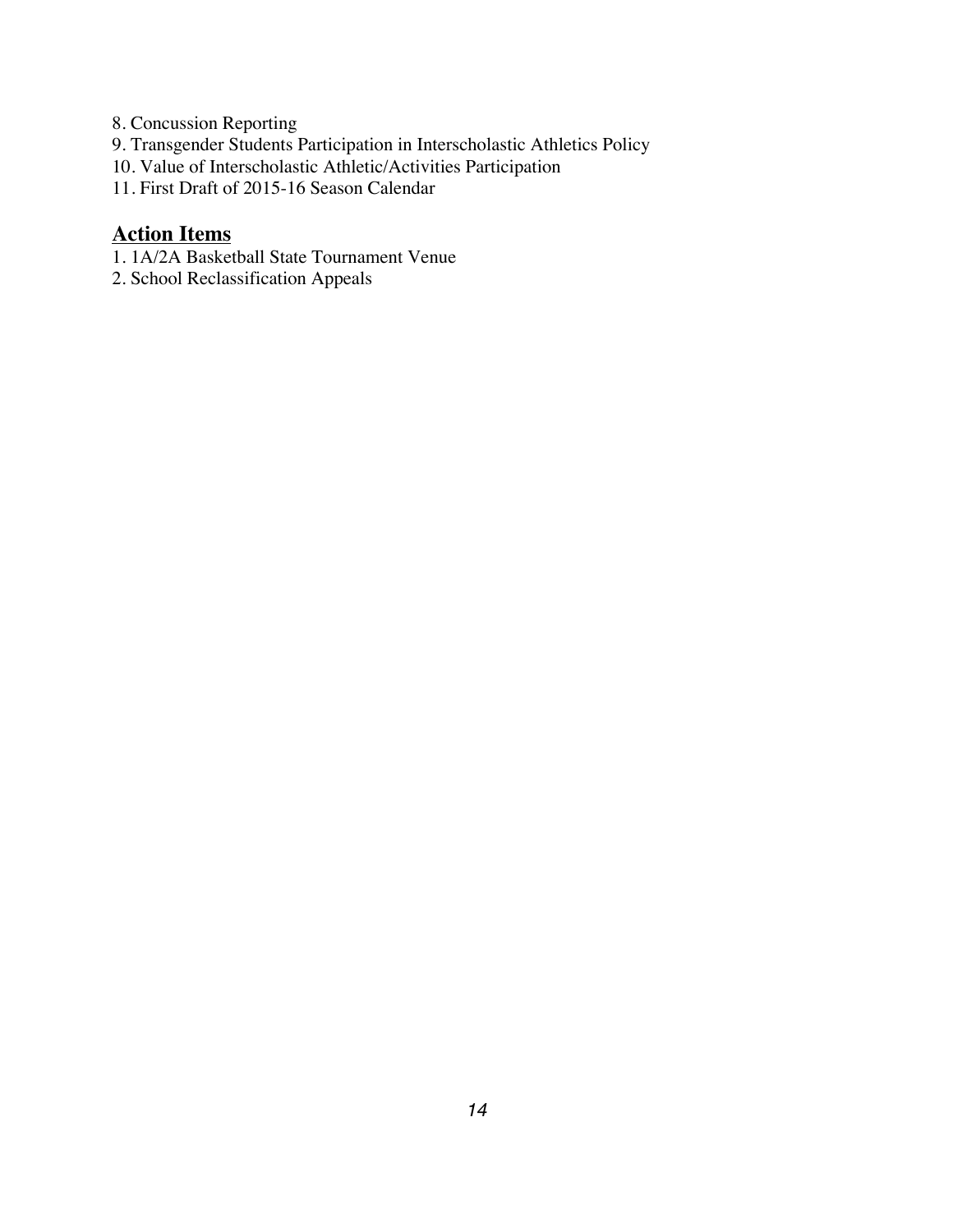8. Concussion Reporting
9. Transgender Students Participation in Interscholastic Athletics Policy
10. Value of Interscholastic Athletic/Activities Participation
11. First Draft of 2015-16 Season Calendar

## Action Items

1. 1A/2A Basketball State Tournament Venue
2. School Reclassification Appeals